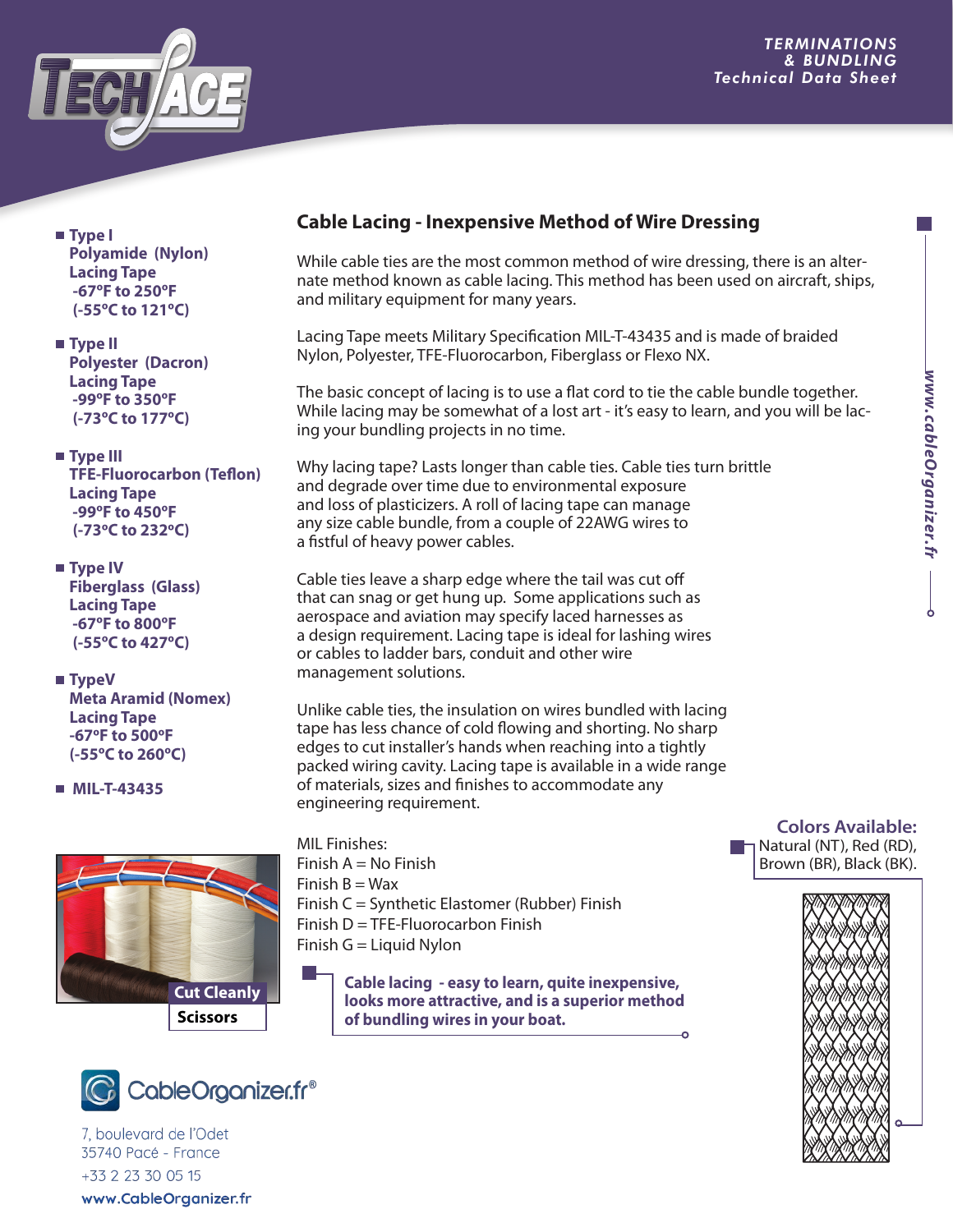TECH LACE

TERMINATIONS
& BUNDLING
*Technical Data Sheet*

- **Type I**
  **Polyamide (Nylon)**
  **Lacing Tape**
  **-67°F to 250°F**
  **(-55°C to 121°C)**

- **Type II**
  **Polyester (Dacron)**
  **Lacing Tape**
  **-99°F to 350°F**
  **(-73°C to 177°C)**

- **Type III**
  **TFE-Fluorocarbon (Teflon)**
  **Lacing Tape**
  **-99°F to 450°F**
  **(-73°C to 232°C)**

- **Type IV**
  **Fiberglass (Glass)**
  **Lacing Tape**
  **-67°F to 800°F**
  **(-55°C to 427°C)**

- **TypeV**
  **Meta Aramid (Nomex)**
  **Lacing Tape**
  **-67°F to 500°F**
  **(-55°C to 260°C)**

- **MIL-T-43435**

## Cable Lacing - Inexpensive Method of Wire Dressing

While cable ties are the most common method of wire dressing, there is an alternate method known as cable lacing. This method has been used on aircraft, ships, and military equipment for many years.

Lacing Tape meets Military Specification MIL-T-43435 and is made of braided Nylon, Polyester, TFE-Fluorocarbon, Fiberglass or Flexo NX.

The basic concept of lacing is to use a flat cord to tie the cable bundle together. While lacing may be somewhat of a lost art - it's easy to learn, and you will be lacing your bundling projects in no time.

Why lacing tape? Lasts longer than cable ties. Cable ties turn brittle and degrade over time due to environmental exposure and loss of plasticizers. A roll of lacing tape can manage any size cable bundle, from a couple of 22AWG wires to a fistful of heavy power cables.

Cable ties leave a sharp edge where the tail was cut off that can snag or get hung up. Some applications such as aerospace and aviation may specify laced harnesses as a design requirement. Lacing tape is ideal for lashing wires or cables to ladder bars, conduit and other wire management solutions.

Unlike cable ties, the insulation on wires bundled with lacing tape has less chance of cold flowing and shorting. No sharp edges to cut installer's hands when reaching into a tightly packed wiring cavity. Lacing tape is available in a wide range of materials, sizes and finishes to accommodate any engineering requirement.

MIL Finishes:
Finish A = No Finish
Finish B = Wax
Finish C = Synthetic Elastomer (Rubber) Finish
Finish D = TFE-Fluorocarbon Finish
Finish G = Liquid Nylon

**Cable lacing - easy to learn, quite inexpensive, looks more attractive, and is a superior method of bundling wires in your boat.**

**Colors Available:**
Natural (NT), Red (RD), Brown (BR), Black (BK).

**Cut Cleanly**
**Scissors**

www.cableOrganizer.fr

CableOrganizer.fr®

7, boulevard de l'Odet
35740 Pacé - France
+33 2 23 30 05 15
**www.CableOrganizer.fr**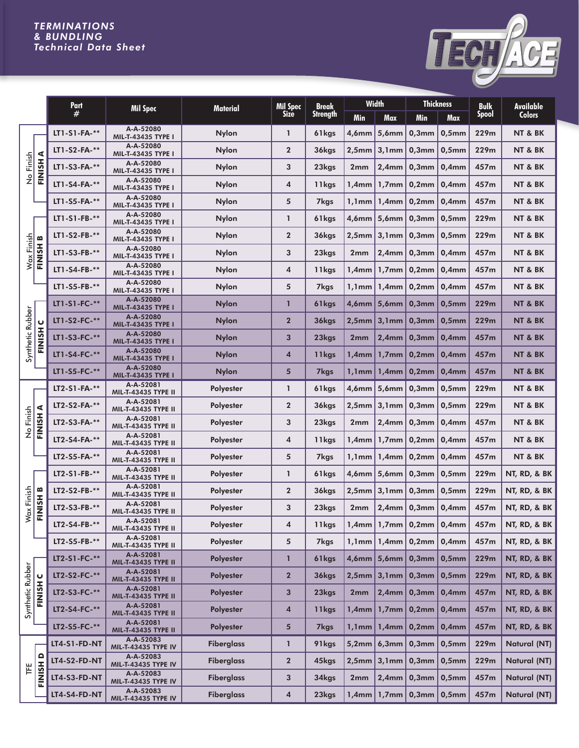*TERMINATIONS & BUNDLING Technical Data Sheet*

TECHLACE

| | | Part # | Mil Spec | Material | Mil Spec Size | Break Strength | Width | | Thickness | | Bulk Spool | Available Colors |
|---|---|---|---|---|---|---|---|---|---|---|---|---|
| | | | | | | | Min | Max | Min | Max | | |
| No Finish | FINISH A | LT1-S1-FA-** | A-A-52080 MIL-T-43435 TYPE I | Nylon | 1 | 61kgs | 4,6mm | 5,6mm | 0,3mm | 0,5mm | 229m | NT & BK |
| | | LT1-S2-FA-** | A-A-52080 MIL-T-43435 TYPE I | Nylon | 2 | 36kgs | 2,5mm | 3,1mm | 0,3mm | 0,5mm | 229m | NT & BK |
| | | LT1-S3-FA-** | A-A-52080 MIL-T-43435 TYPE I | Nylon | 3 | 23kgs | 2mm | 2,4mm | 0,3mm | 0,4mm | 457m | NT & BK |
| | | LT1-S4-FA-** | A-A-52080 MIL-T-43435 TYPE I | Nylon | 4 | 11kgs | 1,4mm | 1,7mm | 0,2mm | 0,4mm | 457m | NT & BK |
| | | LT1-S5-FA-** | A-A-52080 MIL-T-43435 TYPE I | Nylon | 5 | 7kgs | 1,1mm | 1,4mm | 0,2mm | 0,4mm | 457m | NT & BK |
| Wax Finish | FINISH B | LT1-S1-FB-** | A-A-52080 MIL-T-43435 TYPE I | Nylon | 1 | 61kgs | 4,6mm | 5,6mm | 0,3mm | 0,5mm | 229m | NT & BK |
| | | LT1-S2-FB-** | A-A-52080 MIL-T-43435 TYPE I | Nylon | 2 | 36kgs | 2,5mm | 3,1mm | 0,3mm | 0,5mm | 229m | NT & BK |
| | | LT1-S3-FB-** | A-A-52080 MIL-T-43435 TYPE I | Nylon | 3 | 23kgs | 2mm | 2,4mm | 0,3mm | 0,4mm | 457m | NT & BK |
| | | LT1-S4-FB-** | A-A-52080 MIL-T-43435 TYPE I | Nylon | 4 | 11kgs | 1,4mm | 1,7mm | 0,2mm | 0,4mm | 457m | NT & BK |
| | | LT1-S5-FB-** | A-A-52080 MIL-T-43435 TYPE I | Nylon | 5 | 7kgs | 1,1mm | 1,4mm | 0,2mm | 0,4mm | 457m | NT & BK |
| Synthetic Rubber | FINISH C | LT1-S1-FC-** | A-A-52080 MIL-T-43435 TYPE I | Nylon | 1 | 61kgs | 4,6mm | 5,6mm | 0,3mm | 0,5mm | 229m | NT & BK |
| | | LT1-S2-FC-** | A-A-52080 MIL-T-43435 TYPE I | Nylon | 2 | 36kgs | 2,5mm | 3,1mm | 0,3mm | 0,5mm | 229m | NT & BK |
| | | LT1-S3-FC-** | A-A-52080 MIL-T-43435 TYPE I | Nylon | 3 | 23kgs | 2mm | 2,4mm | 0,3mm | 0,4mm | 457m | NT & BK |
| | | LT1-S4-FC-** | A-A-52080 MIL-T-43435 TYPE I | Nylon | 4 | 11kgs | 1,4mm | 1,7mm | 0,2mm | 0,4mm | 457m | NT & BK |
| | | LT1-S5-FC-** | A-A-52080 MIL-T-43435 TYPE I | Nylon | 5 | 7kgs | 1,1mm | 1,4mm | 0,2mm | 0,4mm | 457m | NT & BK |
| No Finish | FINISH A | LT2-S1-FA-** | A-A-52081 MIL-T-43435 TYPE II | Polyester | 1 | 61kgs | 4,6mm | 5,6mm | 0,3mm | 0,5mm | 229m | NT & BK |
| | | LT2-S2-FA-** | A-A-52081 MIL-T-43435 TYPE II | Polyester | 2 | 36kgs | 2,5mm | 3,1mm | 0,3mm | 0,5mm | 229m | NT & BK |
| | | LT2-S3-FA-** | A-A-52081 MIL-T-43435 TYPE II | Polyester | 3 | 23kgs | 2mm | 2,4mm | 0,3mm | 0,4mm | 457m | NT & BK |
| | | LT2-S4-FA-** | A-A-52081 MIL-T-43435 TYPE II | Polyester | 4 | 11kgs | 1,4mm | 1,7mm | 0,2mm | 0,4mm | 457m | NT & BK |
| | | LT2-S5-FA-** | A-A-52081 MIL-T-43435 TYPE II | Polyester | 5 | 7kgs | 1,1mm | 1,4mm | 0,2mm | 0,4mm | 457m | NT & BK |
| Wax Finish | FINISH B | LT2-S1-FB-** | A-A-52081 MIL-T-43435 TYPE II | Polyester | 1 | 61kgs | 4,6mm | 5,6mm | 0,3mm | 0,5mm | 229m | NT, RD, & BK |
| | | LT2-S2-FB-** | A-A-52081 MIL-T-43435 TYPE II | Polyester | 2 | 36kgs | 2,5mm | 3,1mm | 0,3mm | 0,5mm | 229m | NT, RD, & BK |
| | | LT2-S3-FB-** | A-A-52081 MIL-T-43435 TYPE II | Polyester | 3 | 23kgs | 2mm | 2,4mm | 0,3mm | 0,4mm | 457m | NT, RD, & BK |
| | | LT2-S4-FB-** | A-A-52081 MIL-T-43435 TYPE II | Polyester | 4 | 11kgs | 1,4mm | 1,7mm | 0,2mm | 0,4mm | 457m | NT, RD, & BK |
| | | LT2-S5-FB-** | A-A-52081 MIL-T-43435 TYPE II | Polyester | 5 | 7kgs | 1,1mm | 1,4mm | 0,2mm | 0,4mm | 457m | NT, RD, & BK |
| Synthetic Rubber | FINISH C | LT2-S1-FC-** | A-A-52081 MIL-T-43435 TYPE II | Polyester | 1 | 61kgs | 4,6mm | 5,6mm | 0,3mm | 0,5mm | 229m | NT, RD, & BK |
| | | LT2-S2-FC-** | A-A-52081 MIL-T-43435 TYPE II | Polyester | 2 | 36kgs | 2,5mm | 3,1mm | 0,3mm | 0,5mm | 229m | NT, RD, & BK |
| | | LT2-S3-FC-** | A-A-52081 MIL-T-43435 TYPE II | Polyester | 3 | 23kgs | 2mm | 2,4mm | 0,3mm | 0,4mm | 457m | NT, RD, & BK |
| | | LT2-S4-FC-** | A-A-52081 MIL-T-43435 TYPE II | Polyester | 4 | 11kgs | 1,4mm | 1,7mm | 0,2mm | 0,4mm | 457m | NT, RD, & BK |
| | | LT2-S5-FC-** | A-A-52081 MIL-T-43435 TYPE II | Polyester | 5 | 7kgs | 1,1mm | 1,4mm | 0,2mm | 0,4mm | 457m | NT, RD, & BK |
| TFE | FINISH D | LT4-S1-FD-NT | A-A-52083 MIL-T-43435 TYPE IV | Fiberglass | 1 | 91kgs | 5,2mm | 6,3mm | 0,3mm | 0,5mm | 229m | Natural (NT) |
| | | LT4-S2-FD-NT | A-A-52083 MIL-T-43435 TYPE IV | Fiberglass | 2 | 45kgs | 2,5mm | 3,1mm | 0,3mm | 0,5mm | 229m | Natural (NT) |
| | | LT4-S3-FD-NT | A-A-52083 MIL-T-43435 TYPE IV | Fiberglass | 3 | 34kgs | 2mm | 2,4mm | 0,3mm | 0,5mm | 457m | Natural (NT) |
| | | LT4-S4-FD-NT | A-A-52083 MIL-T-43435 TYPE IV | Fiberglass | 4 | 23kgs | 1,4mm | 1,7mm | 0,3mm | 0,5mm | 457m | Natural (NT) |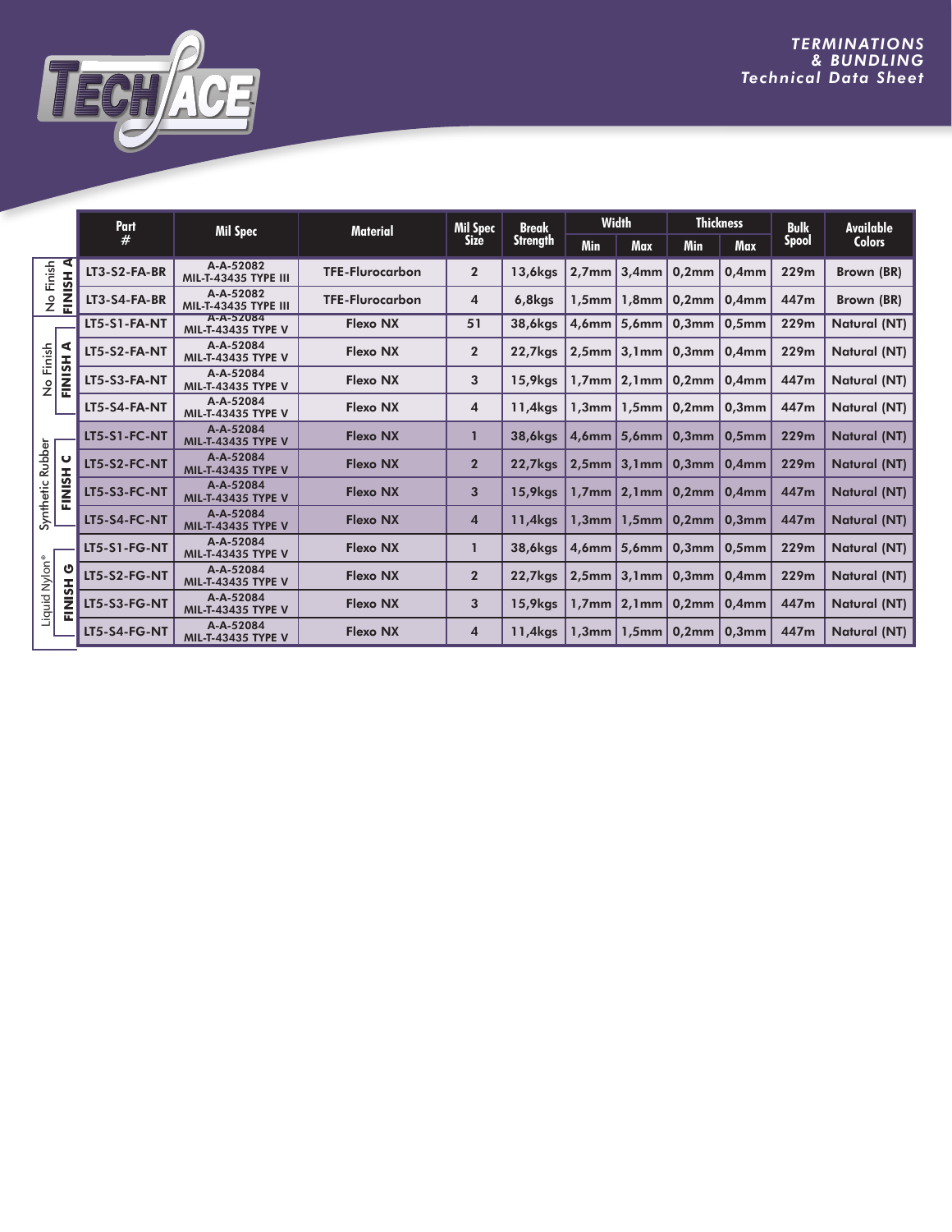TERMINATIONS & BUNDLING
Technical Data Sheet

| Finish | Part # | Mil Spec | Material | Mil Spec Size | Break Strength | Width Min | Width Max | Thickness Min | Thickness Max | Bulk Spool | Available Colors |
|---|---|---|---|---|---|---|---|---|---|---|---|
| No Finish FINISH A | LT3-S2-FA-BR | A-A-52082 MIL-T-43435 TYPE III | TFE-Flurocarbon | 2 | 13,6kgs | 2,7mm | 3,4mm | 0,2mm | 0,4mm | 229m | Brown (BR) |
| No Finish FINISH A | LT3-S4-FA-BR | A-A-52082 MIL-T-43435 TYPE III | TFE-Flurocarbon | 4 | 6,8kgs | 1,5mm | 1,8mm | 0,2mm | 0,4mm | 447m | Brown (BR) |
| No Finish FINISH A | LT5-S1-FA-NT | A-A-52084 MIL-T-43435 TYPE V | Flexo NX | 51 | 38,6kgs | 4,6mm | 5,6mm | 0,3mm | 0,5mm | 229m | Natural (NT) |
| No Finish FINISH A | LT5-S2-FA-NT | A-A-52084 MIL-T-43435 TYPE V | Flexo NX | 2 | 22,7kgs | 2,5mm | 3,1mm | 0,3mm | 0,4mm | 229m | Natural (NT) |
| No Finish FINISH A | LT5-S3-FA-NT | A-A-52084 MIL-T-43435 TYPE V | Flexo NX | 3 | 15,9kgs | 1,7mm | 2,1mm | 0,2mm | 0,4mm | 447m | Natural (NT) |
| No Finish FINISH A | LT5-S4-FA-NT | A-A-52084 MIL-T-43435 TYPE V | Flexo NX | 4 | 11,4kgs | 1,3mm | 1,5mm | 0,2mm | 0,3mm | 447m | Natural (NT) |
| Synthetic Rubber FINISH C | LT5-S1-FC-NT | A-A-52084 MIL-T-43435 TYPE V | Flexo NX | 1 | 38,6kgs | 4,6mm | 5,6mm | 0,3mm | 0,5mm | 229m | Natural (NT) |
| Synthetic Rubber FINISH C | LT5-S2-FC-NT | A-A-52084 MIL-T-43435 TYPE V | Flexo NX | 2 | 22,7kgs | 2,5mm | 3,1mm | 0,3mm | 0,4mm | 229m | Natural (NT) |
| Synthetic Rubber FINISH C | LT5-S3-FC-NT | A-A-52084 MIL-T-43435 TYPE V | Flexo NX | 3 | 15,9kgs | 1,7mm | 2,1mm | 0,2mm | 0,4mm | 447m | Natural (NT) |
| Synthetic Rubber FINISH C | LT5-S4-FC-NT | A-A-52084 MIL-T-43435 TYPE V | Flexo NX | 4 | 11,4kgs | 1,3mm | 1,5mm | 0,2mm | 0,3mm | 447m | Natural (NT) |
| Liquid Nylon® FINISH G | LT5-S1-FG-NT | A-A-52084 MIL-T-43435 TYPE V | Flexo NX | 1 | 38,6kgs | 4,6mm | 5,6mm | 0,3mm | 0,5mm | 229m | Natural (NT) |
| Liquid Nylon® FINISH G | LT5-S2-FG-NT | A-A-52084 MIL-T-43435 TYPE V | Flexo NX | 2 | 22,7kgs | 2,5mm | 3,1mm | 0,3mm | 0,4mm | 229m | Natural (NT) |
| Liquid Nylon® FINISH G | LT5-S3-FG-NT | A-A-52084 MIL-T-43435 TYPE V | Flexo NX | 3 | 15,9kgs | 1,7mm | 2,1mm | 0,2mm | 0,4mm | 447m | Natural (NT) |
| Liquid Nylon® FINISH G | LT5-S4-FG-NT | A-A-52084 MIL-T-43435 TYPE V | Flexo NX | 4 | 11,4kgs | 1,3mm | 1,5mm | 0,2mm | 0,3mm | 447m | Natural (NT) |